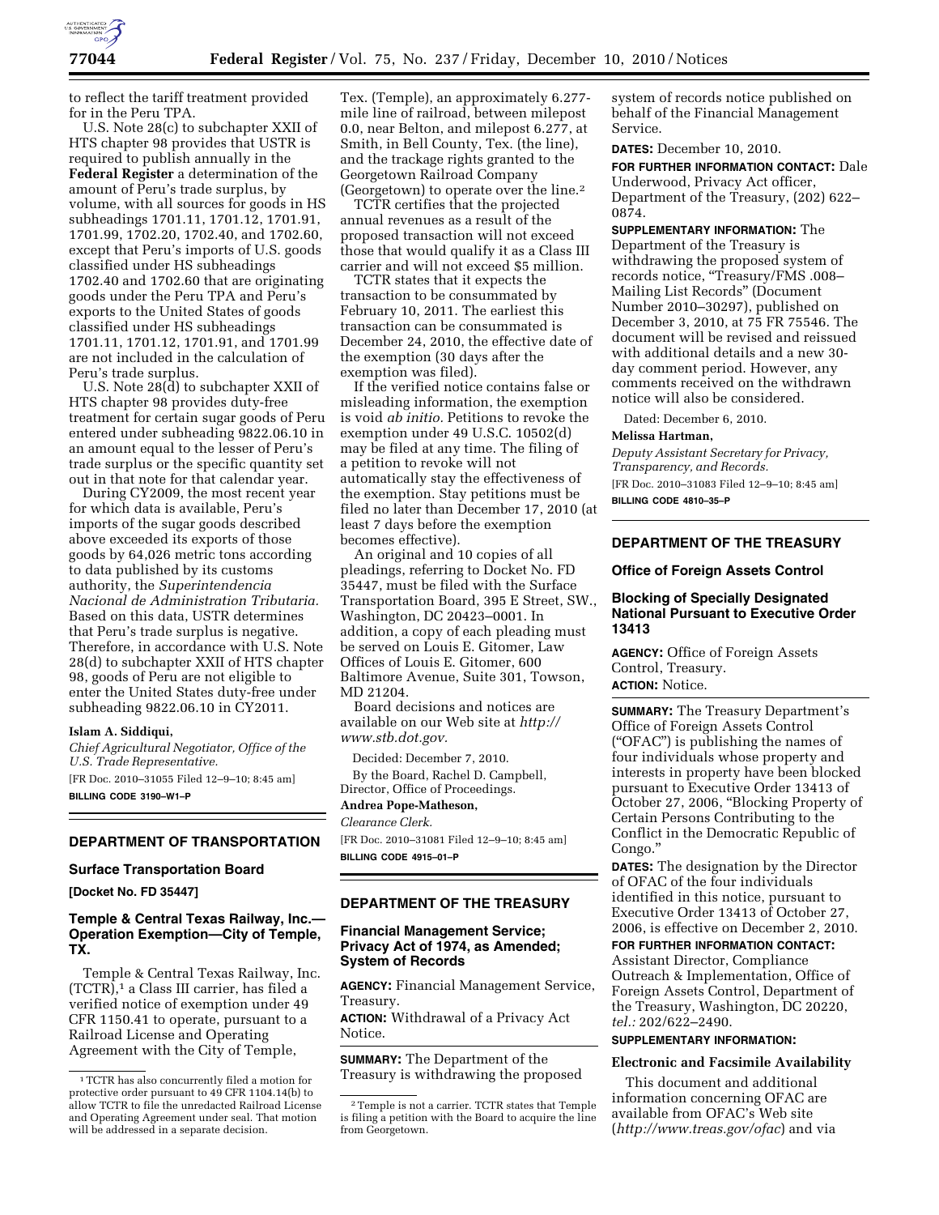to reflect the tariff treatment provided for in the Peru TPA.

U.S. Note 28(c) to subchapter XXII of HTS chapter 98 provides that USTR is required to publish annually in the **Federal Register** a determination of the amount of Peru's trade surplus, by volume, with all sources for goods in HS subheadings 1701.11, 1701.12, 1701.91, 1701.99, 1702.20, 1702.40, and 1702.60, except that Peru's imports of U.S. goods classified under HS subheadings 1702.40 and 1702.60 that are originating goods under the Peru TPA and Peru's exports to the United States of goods classified under HS subheadings 1701.11, 1701.12, 1701.91, and 1701.99 are not included in the calculation of Peru's trade surplus.

U.S. Note 28(d) to subchapter XXII of HTS chapter 98 provides duty-free treatment for certain sugar goods of Peru entered under subheading 9822.06.10 in an amount equal to the lesser of Peru's trade surplus or the specific quantity set out in that note for that calendar year.

During CY2009, the most recent year for which data is available, Peru's imports of the sugar goods described above exceeded its exports of those goods by 64,026 metric tons according to data published by its customs authority, the *Superintendencia Nacional de Administration Tributaria.* Based on this data, USTR determines that Peru's trade surplus is negative. Therefore, in accordance with U.S. Note 28(d) to subchapter XXII of HTS chapter 98, goods of Peru are not eligible to enter the United States duty-free under subheading 9822.06.10 in CY2011.

**Islam A. Siddiqui,**

*Chief Agricultural Negotiator, Office of the U.S. Trade Representative.*

[FR Doc. 2010–31055 Filed 12–9–10; 8:45 am]

**BILLING CODE 3190–W1–P**

## DEPARTMENT OF TRANSPORTATION

### Surface Transportation Board

**[Docket No. FD 35447]**

### Temple & Central Texas Railway, Inc.—Operation Exemption—City of Temple, TX.

Temple & Central Texas Railway, Inc. (TCTR),[1] a Class III carrier, has filed a verified notice of exemption under 49 CFR 1150.41 to operate, pursuant to a Railroad License and Operating Agreement with the City of Temple, Tex. (Temple), an approximately 6.277-mile line of railroad, between milepost 0.0, near Belton, and milepost 6.277, at Smith, in Bell County, Tex. (the line), and the trackage rights granted to the Georgetown Railroad Company (Georgetown) to operate over the line.[2]

TCTR certifies that the projected annual revenues as a result of the proposed transaction will not exceed those that would qualify it as a Class III carrier and will not exceed $5 million.

TCTR states that it expects the transaction to be consummated by February 10, 2011. The earliest this transaction can be consummated is December 24, 2010, the effective date of the exemption (30 days after the exemption was filed).

If the verified notice contains false or misleading information, the exemption is void *ab initio.* Petitions to revoke the exemption under 49 U.S.C. 10502(d) may be filed at any time. The filing of a petition to revoke will not automatically stay the effectiveness of the exemption. Stay petitions must be filed no later than December 17, 2010 (at least 7 days before the exemption becomes effective).

An original and 10 copies of all pleadings, referring to Docket No. FD 35447, must be filed with the Surface Transportation Board, 395 E Street, SW., Washington, DC 20423–0001. In addition, a copy of each pleading must be served on Louis E. Gitomer, Law Offices of Louis E. Gitomer, 600 Baltimore Avenue, Suite 301, Towson, MD 21204.

Board decisions and notices are available on our Web site at *http://www.stb.dot.gov.*

Decided: December 7, 2010.

By the Board, Rachel D. Campbell, Director, Office of Proceedings.

**Andrea Pope-Matheson,**

*Clearance Clerk.*

[FR Doc. 2010–31081 Filed 12–9–10; 8:45 am]

**BILLING CODE 4915–01–P**

[1] TCTR has also concurrently filed a motion for protective order pursuant to 49 CFR 1104.14(b) to allow TCTR to file the unredacted Railroad License and Operating Agreement under seal. That motion will be addressed in a separate decision.

[2] Temple is not a carrier. TCTR states that Temple is filing a petition with the Board to acquire the line from Georgetown.

## DEPARTMENT OF THE TREASURY

### Financial Management Service; Privacy Act of 1974, as Amended; System of Records

**AGENCY:** Financial Management Service, Treasury.

**ACTION:** Withdrawal of a Privacy Act Notice.

**SUMMARY:** The Department of the Treasury is withdrawing the proposed system of records notice published on behalf of the Financial Management Service.

**DATES:** December 10, 2010.

**FOR FURTHER INFORMATION CONTACT:** Dale Underwood, Privacy Act officer, Department of the Treasury, (202) 622–0874.

**SUPPLEMENTARY INFORMATION:** The Department of the Treasury is withdrawing the proposed system of records notice, "Treasury/FMS .008–Mailing List Records" (Document Number 2010–30297), published on December 3, 2010, at 75 FR 75546. The document will be revised and reissued with additional details and a new 30-day comment period. However, any comments received on the withdrawn notice will also be considered.

Dated: December 6, 2010.

**Melissa Hartman,**

*Deputy Assistant Secretary for Privacy, Transparency, and Records.*

[FR Doc. 2010–31083 Filed 12–9–10; 8:45 am]

**BILLING CODE 4810–35–P**

## DEPARTMENT OF THE TREASURY

### Office of Foreign Assets Control

### Blocking of Specially Designated National Pursuant to Executive Order 13413

**AGENCY:** Office of Foreign Assets Control, Treasury.

**ACTION:** Notice.

**SUMMARY:** The Treasury Department's Office of Foreign Assets Control ("OFAC") is publishing the names of four individuals whose property and interests in property have been blocked pursuant to Executive Order 13413 of October 27, 2006, "Blocking Property of Certain Persons Contributing to the Conflict in the Democratic Republic of Congo."

**DATES:** The designation by the Director of OFAC of the four individuals identified in this notice, pursuant to Executive Order 13413 of October 27, 2006, is effective on December 2, 2010.

**FOR FURTHER INFORMATION CONTACT:** Assistant Director, Compliance Outreach & Implementation, Office of Foreign Assets Control, Department of the Treasury, Washington, DC 20220, *tel.:* 202/622–2490.

**SUPPLEMENTARY INFORMATION:**

**Electronic and Facsimile Availability**

This document and additional information concerning OFAC are available from OFAC's Web site (*http://www.treas.gov/ofac*) and via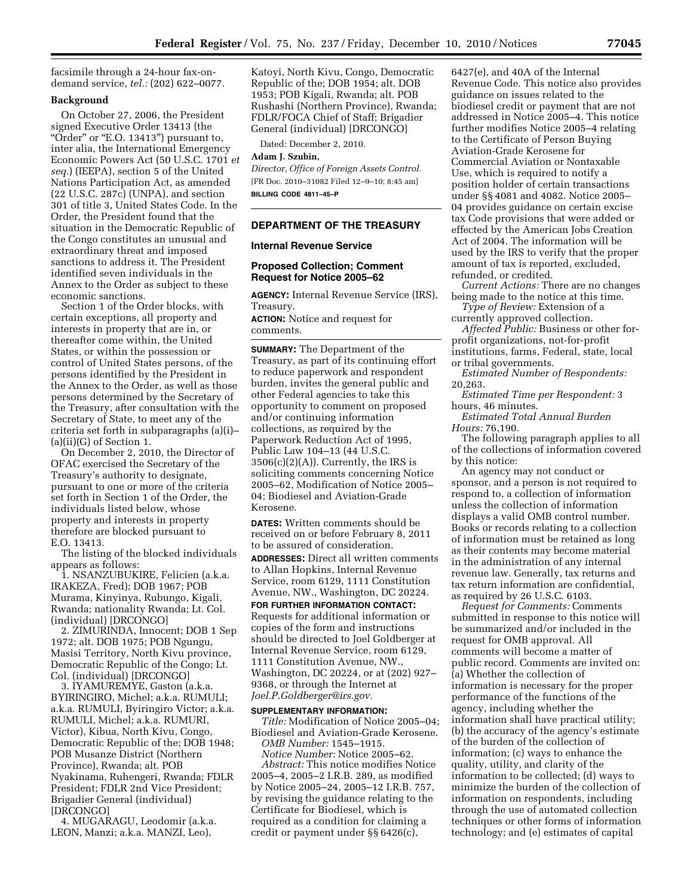facsimile through a 24-hour fax-on-demand service, *tel.:* (202) 622–0077.

**Background**

On October 27, 2006, the President signed Executive Order 13413 (the "Order" or "E.O. 13413") pursuant to, inter alia, the International Emergency Economic Powers Act (50 U.S.C. 1701 *et seq.*) (IEEPA), section 5 of the United Nations Participation Act, as amended (22 U.S.C. 287c) (UNPA), and section 301 of title 3, United States Code. In the Order, the President found that the situation in the Democratic Republic of the Congo constitutes an unusual and extraordinary threat and imposed sanctions to address it. The President identified seven individuals in the Annex to the Order as subject to these economic sanctions.

Section 1 of the Order blocks, with certain exceptions, all property and interests in property that are in, or thereafter come within, the United States, or within the possession or control of United States persons, of the persons identified by the President in the Annex to the Order, as well as those persons determined by the Secretary of the Treasury, after consultation with the Secretary of State, to meet any of the criteria set forth in subparagraphs (a)(i)–(a)(ii)(G) of Section 1.

On December 2, 2010, the Director of OFAC exercised the Secretary of the Treasury's authority to designate, pursuant to one or more of the criteria set forth in Section 1 of the Order, the individuals listed below, whose property and interests in property therefore are blocked pursuant to E.O. 13413.

The listing of the blocked individuals appears as follows:

1. NSANZUBUKIRE, Felicien (a.k.a. IRAKEZA, Fred); DOB 1967; POB Murama, Kinyinya, Rubungo, Kigali, Rwanda; nationality Rwanda; Lt. Col. (individual) [DRCONGO]
2. ZIMURINDA, Innocent; DOB 1 Sep 1972; alt. DOB 1975; POB Ngungu, Masisi Territory, North Kivu province, Democratic Republic of the Congo; Lt. Col. (individual) [DRCONGO]
3. IYAMUREMYE, Gaston (a.k.a. BYIRINGIRO, Michel; a.k.a. RUMULI; a.k.a. RUMULI, Byiringiro Victor; a.k.a. RUMULI, Michel; a.k.a. RUMURI, Victor), Kibua, North Kivu, Congo, Democratic Republic of the; DOB 1948; POB Musanze District (Northern Province), Rwanda; alt. POB Nyakinama, Ruhengeri, Rwanda; FDLR President; FDLR 2nd Vice President; Brigadier General (individual) [DRCONGO]
4. MUGARAGU, Leodomir (a.k.a. LEON, Manzi; a.k.a. MANZI, Leo), Katoyi, North Kivu, Congo, Democratic Republic of the; DOB 1954; alt. DOB 1953; POB Kigali, Rwanda; alt. POB Rushashi (Northern Province), Rwanda; FDLR/FOCA Chief of Staff; Brigadier General (individual) [DRCONGO]

Dated: December 2, 2010.

**Adam J. Szubin,**

*Director, Office of Foreign Assets Control.*

[FR Doc. 2010–31082 Filed 12–9–10; 8:45 am]

**BILLING CODE 4811–45–P**

## DEPARTMENT OF THE TREASURY

### Internal Revenue Service

### Proposed Collection; Comment Request for Notice 2005–62

**AGENCY:** Internal Revenue Service (IRS), Treasury.

**ACTION:** Notice and request for comments.

**SUMMARY:** The Department of the Treasury, as part of its continuing effort to reduce paperwork and respondent burden, invites the general public and other Federal agencies to take this opportunity to comment on proposed and/or continuing information collections, as required by the Paperwork Reduction Act of 1995, Public Law 104–13 (44 U.S.C. 3506(c)(2)(A)). Currently, the IRS is soliciting comments concerning Notice 2005–62, Modification of Notice 2005–04; Biodiesel and Aviation-Grade Kerosene.

**DATES:** Written comments should be received on or before February 8, 2011 to be assured of consideration.

**ADDRESSES:** Direct all written comments to Allan Hopkins, Internal Revenue Service, room 6129, 1111 Constitution Avenue, NW., Washington, DC 20224.

**FOR FURTHER INFORMATION CONTACT:** Requests for additional information or copies of the form and instructions should be directed to Joel Goldberger at Internal Revenue Service, room 6129, 1111 Constitution Avenue, NW., Washington, DC 20224, or at (202) 927–9368, or through the Internet at *Joel.P.Goldberger@irs.gov.*

**SUPPLEMENTARY INFORMATION:**

*Title:* Modification of Notice 2005–04; Biodiesel and Aviation-Grade Kerosene.

*OMB Number:* 1545–1915.

*Notice Number:* Notice 2005–62.

*Abstract:* This notice modifies Notice 2005–4, 2005–2 I.R.B. 289, as modified by Notice 2005–24, 2005–12 I.R.B. 757, by revising the guidance relating to the Certificate for Biodiesel, which is required as a condition for claiming a credit or payment under §§ 6426(c), 6427(e), and 40A of the Internal Revenue Code. This notice also provides guidance on issues related to the biodiesel credit or payment that are not addressed in Notice 2005–4. This notice further modifies Notice 2005–4 relating to the Certificate of Person Buying Aviation-Grade Kerosene for Commercial Aviation or Nontaxable Use, which is required to notify a position holder of certain transactions under §§ 4081 and 4082. Notice 2005–04 provides guidance on certain excise tax Code provisions that were added or effected by the American Jobs Creation Act of 2004. The information will be used by the IRS to verify that the proper amount of tax is reported, excluded, refunded, or credited.

*Current Actions:* There are no changes being made to the notice at this time.

*Type of Review:* Extension of a currently approved collection.

*Affected Public:* Business or other for-profit organizations, not-for-profit institutions, farms, Federal, state, local or tribal governments.

*Estimated Number of Respondents:* 20,263.

*Estimated Time per Respondent:* 3 hours, 46 minutes.

*Estimated Total Annual Burden Hours:* 76,190.

The following paragraph applies to all of the collections of information covered by this notice:

An agency may not conduct or sponsor, and a person is not required to respond to, a collection of information unless the collection of information displays a valid OMB control number. Books or records relating to a collection of information must be retained as long as their contents may become material in the administration of any internal revenue law. Generally, tax returns and tax return information are confidential, as required by 26 U.S.C. 6103.

*Request for Comments:* Comments submitted in response to this notice will be summarized and/or included in the request for OMB approval. All comments will become a matter of public record. Comments are invited on: (a) Whether the collection of information is necessary for the proper performance of the functions of the agency, including whether the information shall have practical utility; (b) the accuracy of the agency's estimate of the burden of the collection of information; (c) ways to enhance the quality, utility, and clarity of the information to be collected; (d) ways to minimize the burden of the collection of information on respondents, including through the use of automated collection techniques or other forms of information technology; and (e) estimates of capital